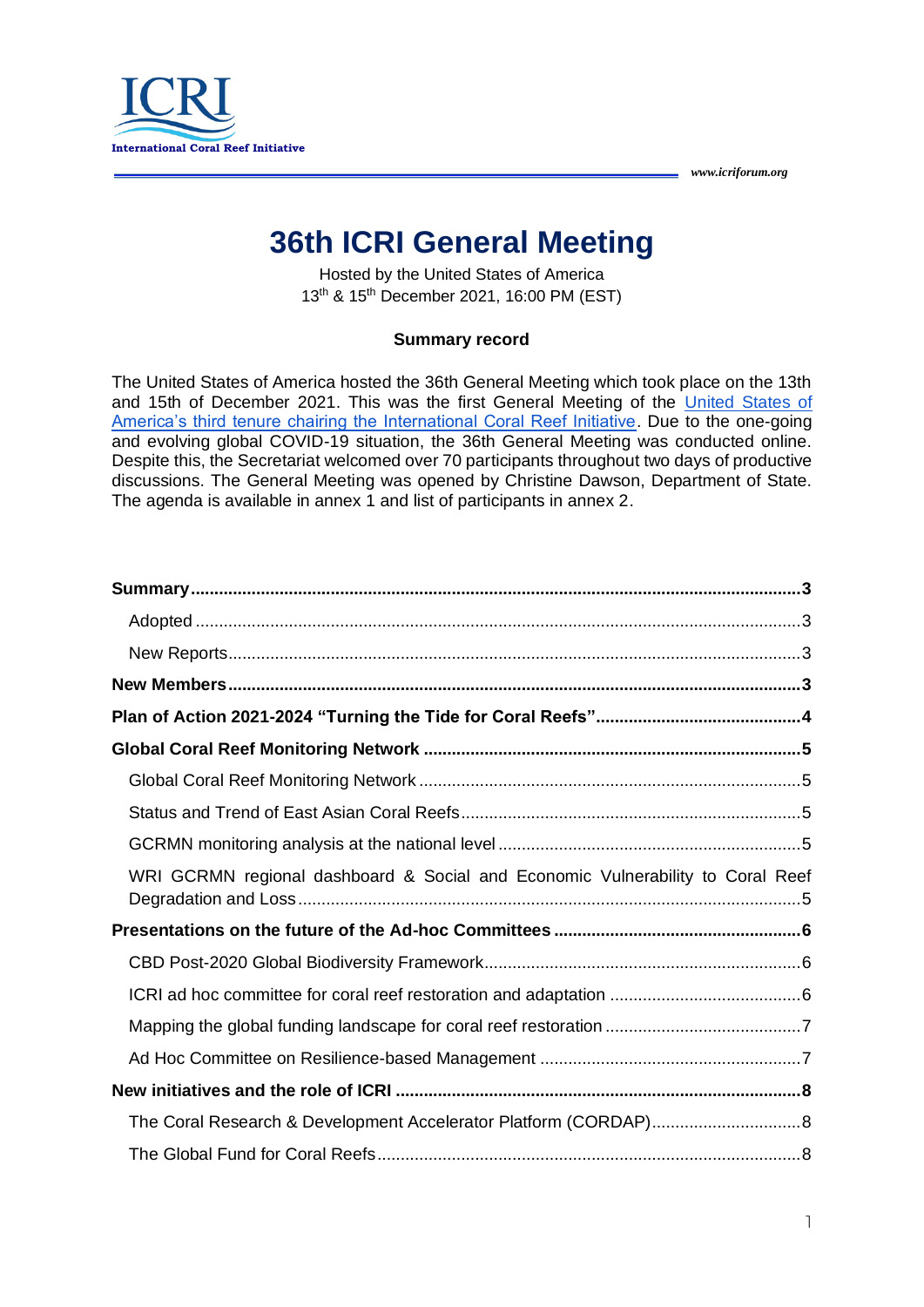# 36th ICRI General Meeting

Hosted by the United States of America
13th & 15th December 2021, 16:00 PM (EST)

**Summary record**

The United States of America hosted the 36th General Meeting which took place on the 13th and 15th of December 2021. This was the first General Meeting of the United States of America's third tenure chairing the International Coral Reef Initiative. Due to the one-going and evolving global COVID-19 situation, the 36th General Meeting was conducted online. Despite this, the Secretariat welcomed over 70 participants throughout two days of productive discussions. The General Meeting was opened by Christine Dawson, Department of State. The agenda is available in annex 1 and list of participants in annex 2.

**Summary** .......... 3
- Adopted .......... 3
- New Reports .......... 3

**New Members** .......... 3

**Plan of Action 2021-2024 "Turning the Tide for Coral Reefs"** .......... 4

**Global Coral Reef Monitoring Network** .......... 5
- Global Coral Reef Monitoring Network .......... 5
- Status and Trend of East Asian Coral Reefs .......... 5
- GCRMN monitoring analysis at the national level .......... 5
- WRI GCRMN regional dashboard & Social and Economic Vulnerability to Coral Reef Degradation and Loss .......... 5

**Presentations on the future of the Ad-hoc Committees** .......... 6
- CBD Post-2020 Global Biodiversity Framework .......... 6
- ICRI ad hoc committee for coral reef restoration and adaptation .......... 6
- Mapping the global funding landscape for coral reef restoration .......... 7
- Ad Hoc Committee on Resilience-based Management .......... 7

**New initiatives and the role of ICRI** .......... 8
- The Coral Research & Development Accelerator Platform (CORDAP) .......... 8
- The Global Fund for Coral Reefs .......... 8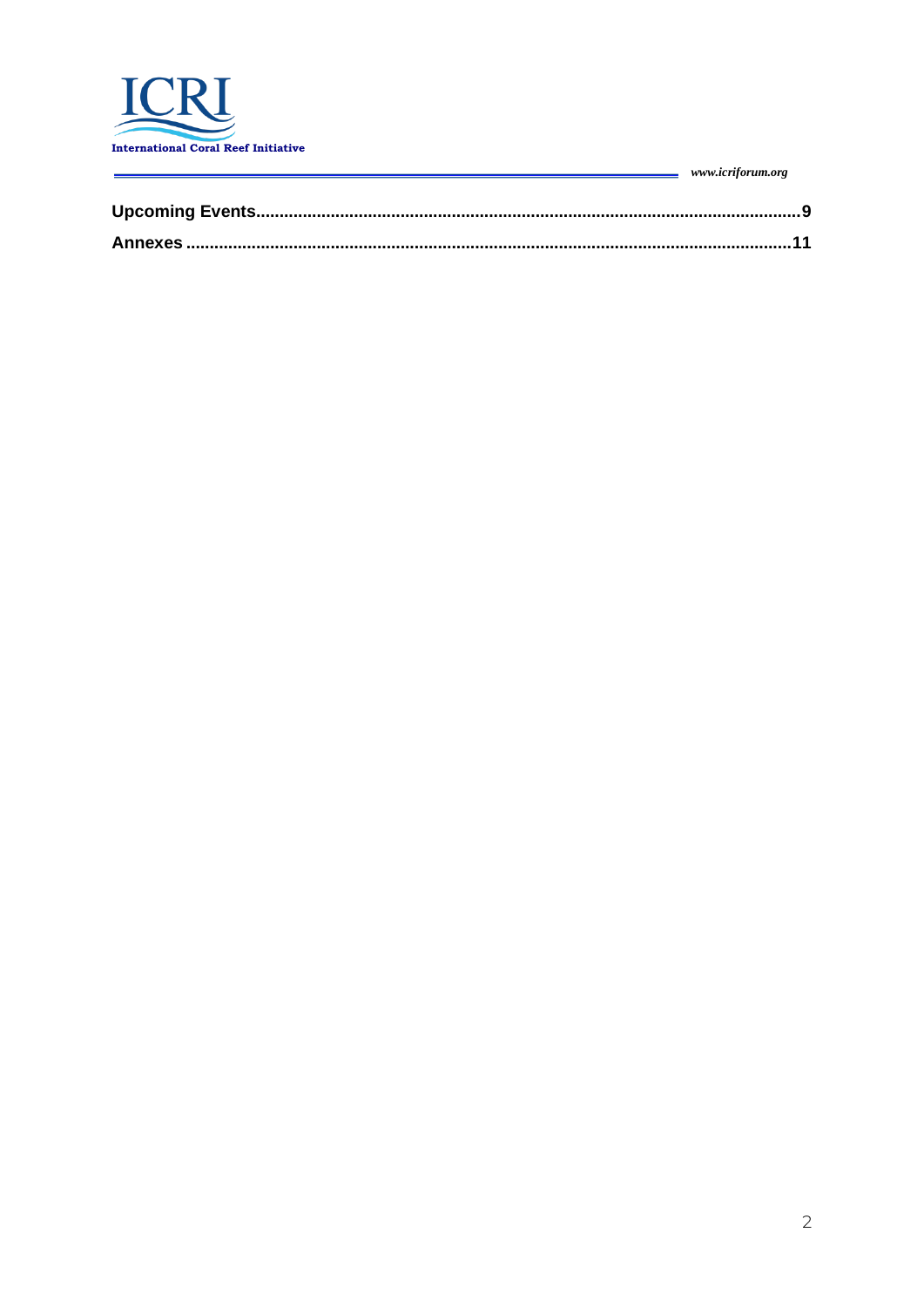**Upcoming Events**......................................................................................................................9

**Annexes** ...................................................................................................................................11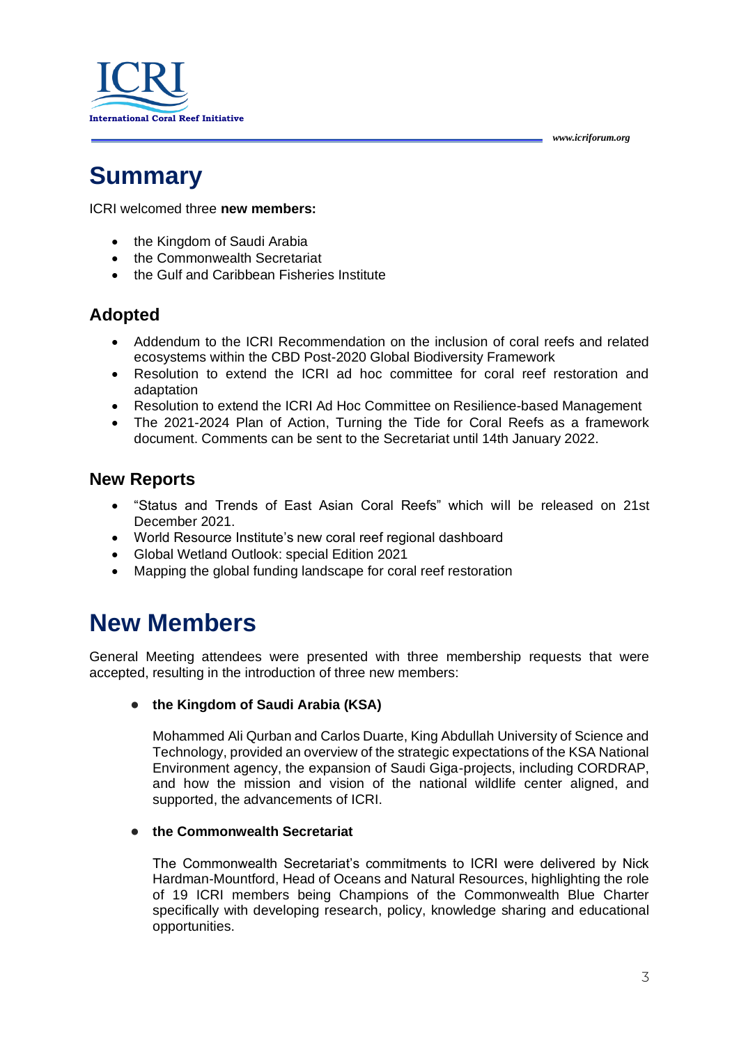# Summary

ICRI welcomed three **new members:**

- the Kingdom of Saudi Arabia
- the Commonwealth Secretariat
- the Gulf and Caribbean Fisheries Institute

## Adopted

- Addendum to the ICRI Recommendation on the inclusion of coral reefs and related ecosystems within the CBD Post-2020 Global Biodiversity Framework
- Resolution to extend the ICRI ad hoc committee for coral reef restoration and adaptation
- Resolution to extend the ICRI Ad Hoc Committee on Resilience-based Management
- The 2021-2024 Plan of Action, Turning the Tide for Coral Reefs as a framework document. Comments can be sent to the Secretariat until 14th January 2022.

## New Reports

- "Status and Trends of East Asian Coral Reefs" which will be released on 21st December 2021.
- World Resource Institute's new coral reef regional dashboard
- Global Wetland Outlook: special Edition 2021
- Mapping the global funding landscape for coral reef restoration

# New Members

General Meeting attendees were presented with three membership requests that were accepted, resulting in the introduction of three new members:

- **the Kingdom of Saudi Arabia (KSA)**

  Mohammed Ali Qurban and Carlos Duarte, King Abdullah University of Science and Technology, provided an overview of the strategic expectations of the KSA National Environment agency, the expansion of Saudi Giga-projects, including CORDRAP, and how the mission and vision of the national wildlife center aligned, and supported, the advancements of ICRI.

- **the Commonwealth Secretariat**

  The Commonwealth Secretariat's commitments to ICRI were delivered by Nick Hardman-Mountford, Head of Oceans and Natural Resources, highlighting the role of 19 ICRI members being Champions of the Commonwealth Blue Charter specifically with developing research, policy, knowledge sharing and educational opportunities.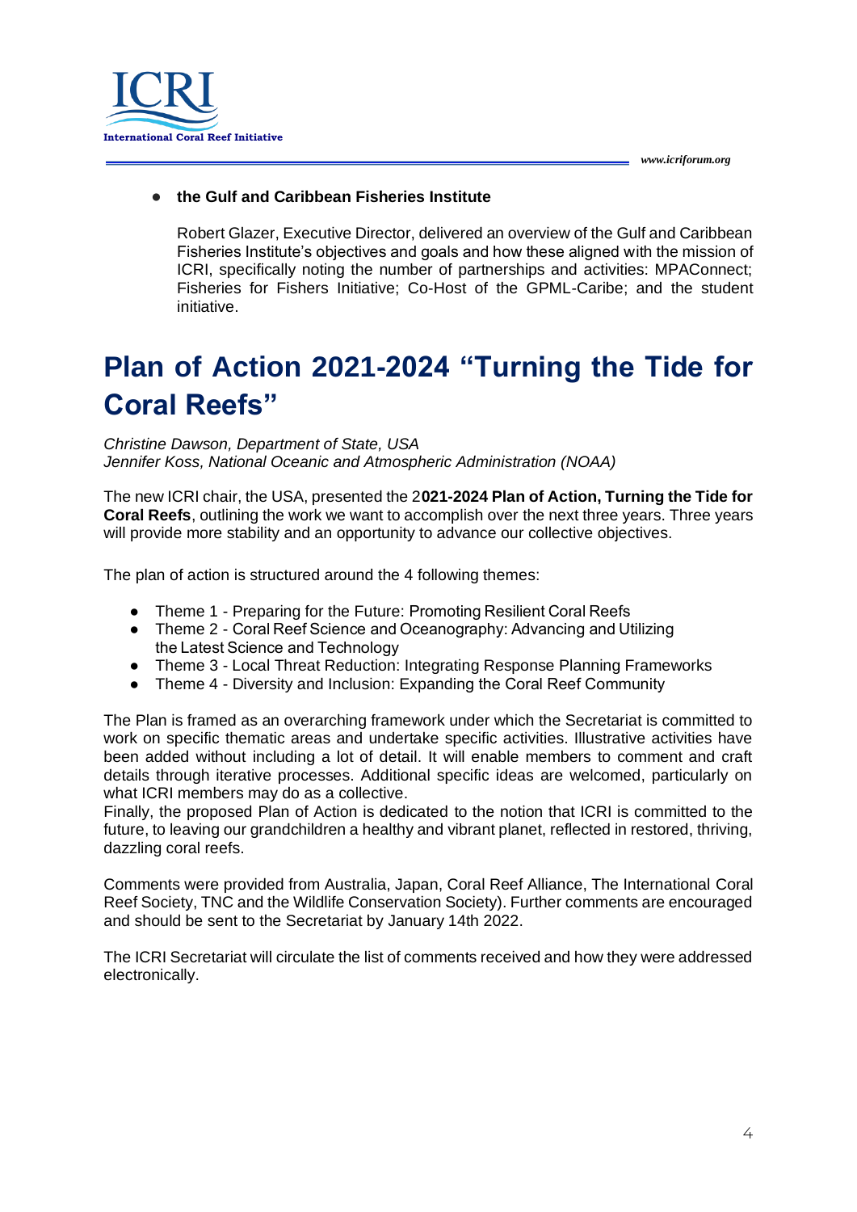- **the Gulf and Caribbean Fisheries Institute**

  Robert Glazer, Executive Director, delivered an overview of the Gulf and Caribbean Fisheries Institute's objectives and goals and how these aligned with the mission of ICRI, specifically noting the number of partnerships and activities: MPAConnect; Fisheries for Fishers Initiative; Co-Host of the GPML-Caribe; and the student initiative.

# Plan of Action 2021-2024 "Turning the Tide for Coral Reefs"

*Christine Dawson, Department of State, USA*
*Jennifer Koss, National Oceanic and Atmospheric Administration (NOAA)*

The new ICRI chair, the USA, presented the 2**021-2024 Plan of Action, Turning the Tide for Coral Reefs**, outlining the work we want to accomplish over the next three years. Three years will provide more stability and an opportunity to advance our collective objectives.

The plan of action is structured around the 4 following themes:

- Theme 1 - Preparing for the Future: Promoting Resilient Coral Reefs
- Theme 2 - Coral Reef Science and Oceanography: Advancing and Utilizing the Latest Science and Technology
- Theme 3 - Local Threat Reduction: Integrating Response Planning Frameworks
- Theme 4 - Diversity and Inclusion: Expanding the Coral Reef Community

The Plan is framed as an overarching framework under which the Secretariat is committed to work on specific thematic areas and undertake specific activities. Illustrative activities have been added without including a lot of detail. It will enable members to comment and craft details through iterative processes. Additional specific ideas are welcomed, particularly on what ICRI members may do as a collective.
Finally, the proposed Plan of Action is dedicated to the notion that ICRI is committed to the future, to leaving our grandchildren a healthy and vibrant planet, reflected in restored, thriving, dazzling coral reefs.

Comments were provided from Australia, Japan, Coral Reef Alliance, The International Coral Reef Society, TNC and the Wildlife Conservation Society). Further comments are encouraged and should be sent to the Secretariat by January 14th 2022.

The ICRI Secretariat will circulate the list of comments received and how they were addressed electronically.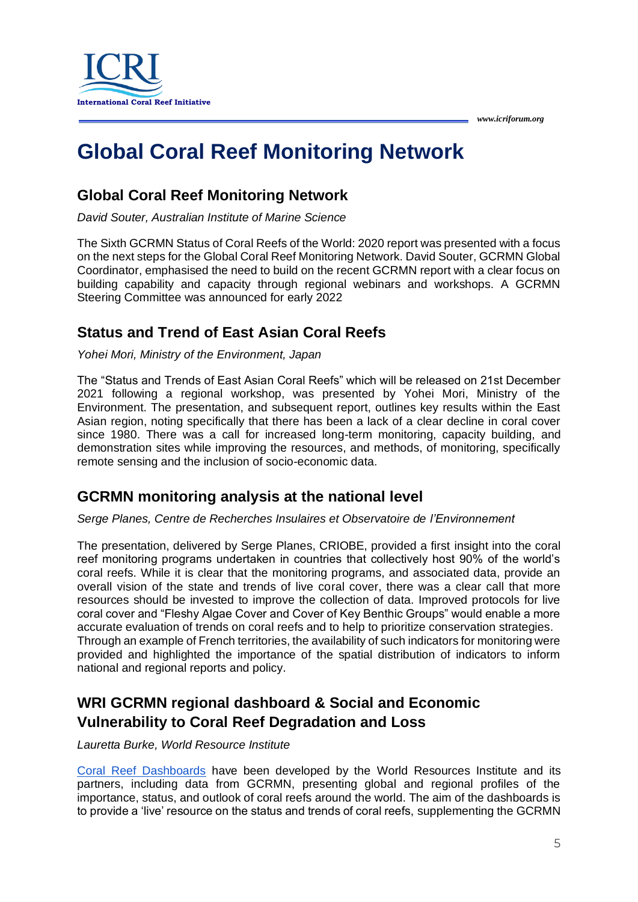# Global Coral Reef Monitoring Network

## Global Coral Reef Monitoring Network

*David Souter, Australian Institute of Marine Science*

The Sixth GCRMN Status of Coral Reefs of the World: 2020 report was presented with a focus on the next steps for the Global Coral Reef Monitoring Network. David Souter, GCRMN Global Coordinator, emphasised the need to build on the recent GCRMN report with a clear focus on building capability and capacity through regional webinars and workshops. A GCRMN Steering Committee was announced for early 2022

## Status and Trend of East Asian Coral Reefs

*Yohei Mori, Ministry of the Environment, Japan*

The "Status and Trends of East Asian Coral Reefs" which will be released on 21st December 2021 following a regional workshop, was presented by Yohei Mori, Ministry of the Environment. The presentation, and subsequent report, outlines key results within the East Asian region, noting specifically that there has been a lack of a clear decline in coral cover since 1980. There was a call for increased long-term monitoring, capacity building, and demonstration sites while improving the resources, and methods, of monitoring, specifically remote sensing and the inclusion of socio-economic data.

## GCRMN monitoring analysis at the national level

*Serge Planes, Centre de Recherches Insulaires et Observatoire de l'Environnement*

The presentation, delivered by Serge Planes, CRIOBE, provided a first insight into the coral reef monitoring programs undertaken in countries that collectively host 90% of the world's coral reefs. While it is clear that the monitoring programs, and associated data, provide an overall vision of the state and trends of live coral cover, there was a clear call that more resources should be invested to improve the collection of data. Improved protocols for live coral cover and "Fleshy Algae Cover and Cover of Key Benthic Groups" would enable a more accurate evaluation of trends on coral reefs and to help to prioritize conservation strategies. Through an example of French territories, the availability of such indicators for monitoring were provided and highlighted the importance of the spatial distribution of indicators to inform national and regional reports and policy.

## WRI GCRMN regional dashboard & Social and Economic Vulnerability to Coral Reef Degradation and Loss

*Lauretta Burke, World Resource Institute*

Coral Reef Dashboards have been developed by the World Resources Institute and its partners, including data from GCRMN, presenting global and regional profiles of the importance, status, and outlook of coral reefs around the world. The aim of the dashboards is to provide a 'live' resource on the status and trends of coral reefs, supplementing the GCRMN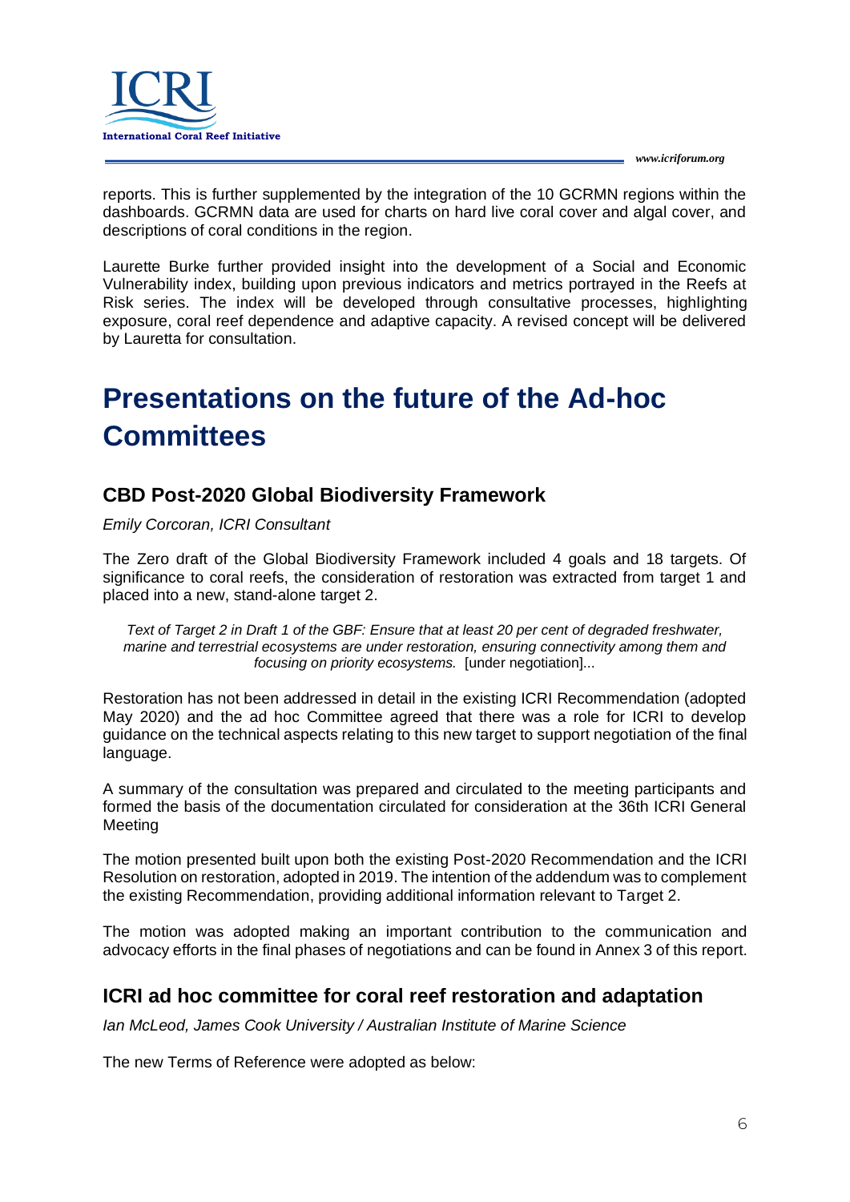reports. This is further supplemented by the integration of the 10 GCRMN regions within the dashboards. GCRMN data are used for charts on hard live coral cover and algal cover, and descriptions of coral conditions in the region.

Laurette Burke further provided insight into the development of a Social and Economic Vulnerability index, building upon previous indicators and metrics portrayed in the Reefs at Risk series. The index will be developed through consultative processes, highlighting exposure, coral reef dependence and adaptive capacity. A revised concept will be delivered by Lauretta for consultation.

# Presentations on the future of the Ad-hoc Committees

## CBD Post-2020 Global Biodiversity Framework

*Emily Corcoran, ICRI Consultant*

The Zero draft of the Global Biodiversity Framework included 4 goals and 18 targets. Of significance to coral reefs, the consideration of restoration was extracted from target 1 and placed into a new, stand-alone target 2.

> *Text of Target 2 in Draft 1 of the GBF: Ensure that at least 20 per cent of degraded freshwater, marine and terrestrial ecosystems are under restoration, ensuring connectivity among them and focusing on priority ecosystems.* [under negotiation]...

Restoration has not been addressed in detail in the existing ICRI Recommendation (adopted May 2020) and the ad hoc Committee agreed that there was a role for ICRI to develop guidance on the technical aspects relating to this new target to support negotiation of the final language.

A summary of the consultation was prepared and circulated to the meeting participants and formed the basis of the documentation circulated for consideration at the 36th ICRI General Meeting

The motion presented built upon both the existing Post-2020 Recommendation and the ICRI Resolution on restoration, adopted in 2019. The intention of the addendum was to complement the existing Recommendation, providing additional information relevant to Target 2.

The motion was adopted making an important contribution to the communication and advocacy efforts in the final phases of negotiations and can be found in Annex 3 of this report.

## ICRI ad hoc committee for coral reef restoration and adaptation

*Ian McLeod, James Cook University / Australian Institute of Marine Science*

The new Terms of Reference were adopted as below: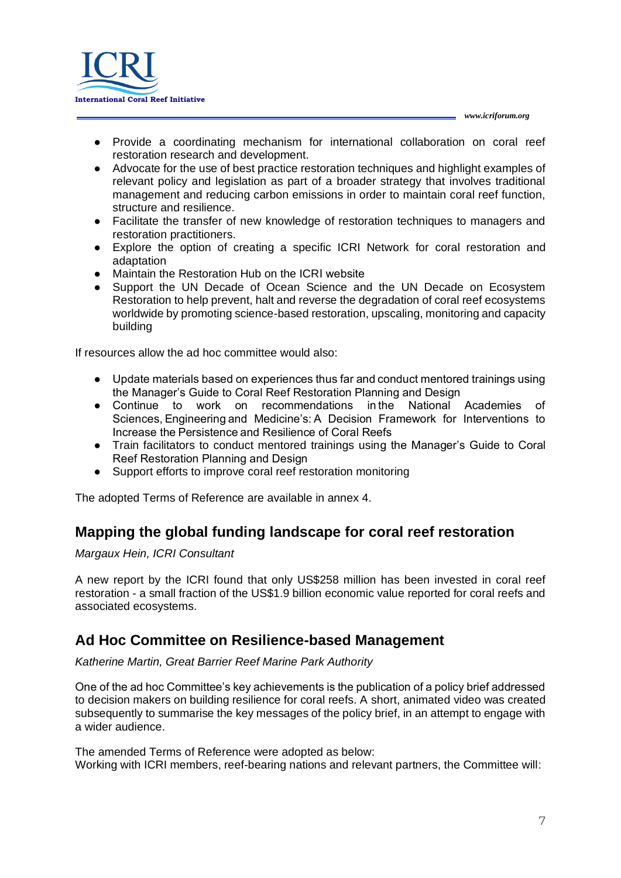- Provide a coordinating mechanism for international collaboration on coral reef restoration research and development.
- Advocate for the use of best practice restoration techniques and highlight examples of relevant policy and legislation as part of a broader strategy that involves traditional management and reducing carbon emissions in order to maintain coral reef function, structure and resilience.
- Facilitate the transfer of new knowledge of restoration techniques to managers and restoration practitioners.
- Explore the option of creating a specific ICRI Network for coral restoration and adaptation
- Maintain the Restoration Hub on the ICRI website
- Support the UN Decade of Ocean Science and the UN Decade on Ecosystem Restoration to help prevent, halt and reverse the degradation of coral reef ecosystems worldwide by promoting science-based restoration, upscaling, monitoring and capacity building

If resources allow the ad hoc committee would also:

- Update materials based on experiences thus far and conduct mentored trainings using the Manager's Guide to Coral Reef Restoration Planning and Design
- Continue to work on recommendations in the National Academies of Sciences, Engineering and Medicine's: A Decision Framework for Interventions to Increase the Persistence and Resilience of Coral Reefs
- Train facilitators to conduct mentored trainings using the Manager's Guide to Coral Reef Restoration Planning and Design
- Support efforts to improve coral reef restoration monitoring

The adopted Terms of Reference are available in annex 4.

## Mapping the global funding landscape for coral reef restoration

*Margaux Hein, ICRI Consultant*

A new report by the ICRI found that only US$258 million has been invested in coral reef restoration - a small fraction of the US$1.9 billion economic value reported for coral reefs and associated ecosystems.

## Ad Hoc Committee on Resilience-based Management

*Katherine Martin, Great Barrier Reef Marine Park Authority*

One of the ad hoc Committee's key achievements is the publication of a policy brief addressed to decision makers on building resilience for coral reefs. A short, animated video was created subsequently to summarise the key messages of the policy brief, in an attempt to engage with a wider audience.

The amended Terms of Reference were adopted as below:
Working with ICRI members, reef-bearing nations and relevant partners, the Committee will: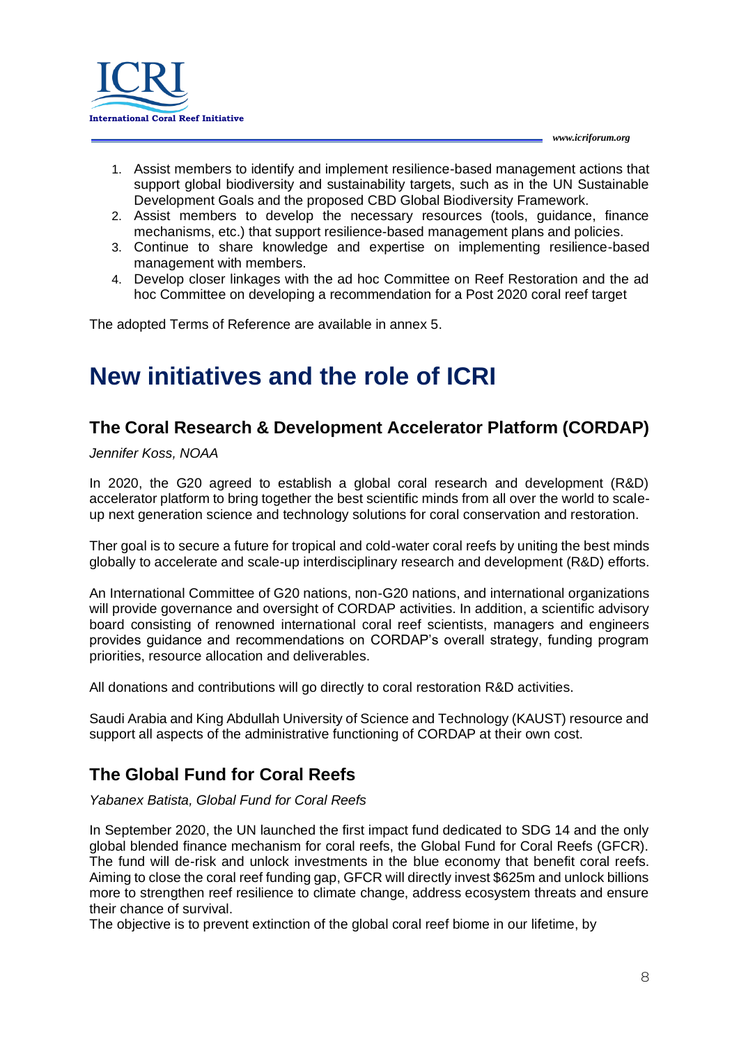1. Assist members to identify and implement resilience-based management actions that support global biodiversity and sustainability targets, such as in the UN Sustainable Development Goals and the proposed CBD Global Biodiversity Framework.
2. Assist members to develop the necessary resources (tools, guidance, finance mechanisms, etc.) that support resilience-based management plans and policies.
3. Continue to share knowledge and expertise on implementing resilience-based management with members.
4. Develop closer linkages with the ad hoc Committee on Reef Restoration and the ad hoc Committee on developing a recommendation for a Post 2020 coral reef target

The adopted Terms of Reference are available in annex 5.

# New initiatives and the role of ICRI

## The Coral Research & Development Accelerator Platform (CORDAP)

*Jennifer Koss, NOAA*

In 2020, the G20 agreed to establish a global coral research and development (R&D) accelerator platform to bring together the best scientific minds from all over the world to scale-up next generation science and technology solutions for coral conservation and restoration.

Ther goal is to secure a future for tropical and cold-water coral reefs by uniting the best minds globally to accelerate and scale-up interdisciplinary research and development (R&D) efforts.

An International Committee of G20 nations, non-G20 nations, and international organizations will provide governance and oversight of CORDAP activities. In addition, a scientific advisory board consisting of renowned international coral reef scientists, managers and engineers provides guidance and recommendations on CORDAP's overall strategy, funding program priorities, resource allocation and deliverables.

All donations and contributions will go directly to coral restoration R&D activities.

Saudi Arabia and King Abdullah University of Science and Technology (KAUST) resource and support all aspects of the administrative functioning of CORDAP at their own cost.

## The Global Fund for Coral Reefs

*Yabanex Batista, Global Fund for Coral Reefs*

In September 2020, the UN launched the first impact fund dedicated to SDG 14 and the only global blended finance mechanism for coral reefs, the Global Fund for Coral Reefs (GFCR). The fund will de-risk and unlock investments in the blue economy that benefit coral reefs. Aiming to close the coral reef funding gap, GFCR will directly invest $625m and unlock billions more to strengthen reef resilience to climate change, address ecosystem threats and ensure their chance of survival.
The objective is to prevent extinction of the global coral reef biome in our lifetime, by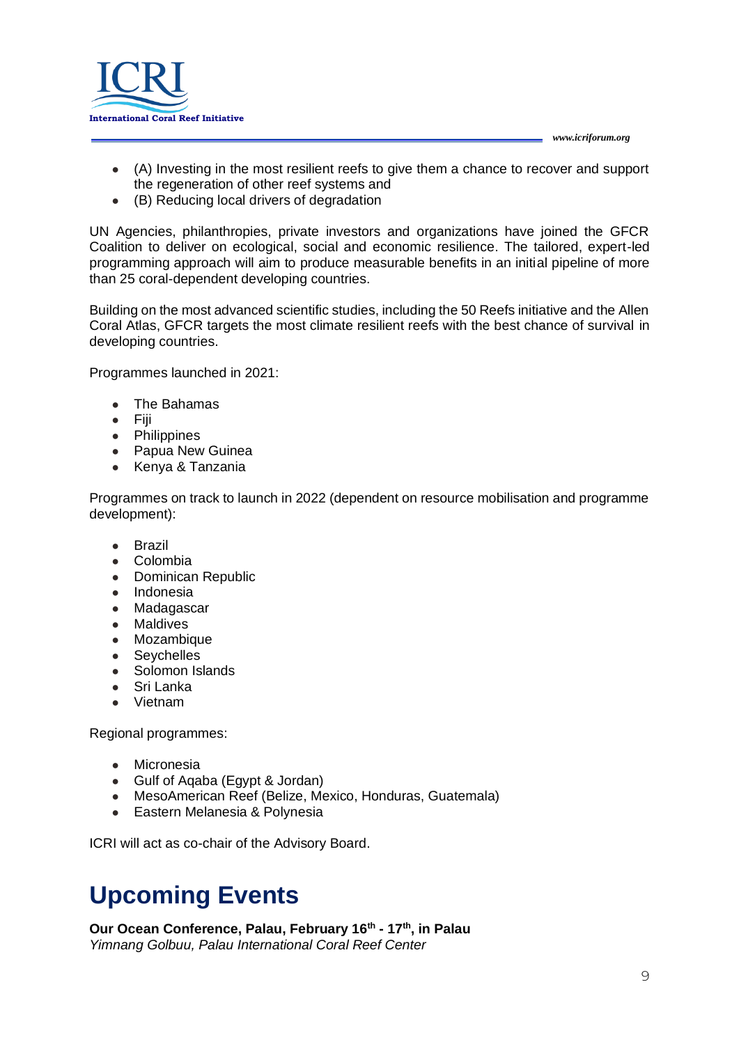- (A) Investing in the most resilient reefs to give them a chance to recover and support the regeneration of other reef systems and
- (B) Reducing local drivers of degradation

UN Agencies, philanthropies, private investors and organizations have joined the GFCR Coalition to deliver on ecological, social and economic resilience. The tailored, expert-led programming approach will aim to produce measurable benefits in an initial pipeline of more than 25 coral-dependent developing countries.

Building on the most advanced scientific studies, including the 50 Reefs initiative and the Allen Coral Atlas, GFCR targets the most climate resilient reefs with the best chance of survival in developing countries.

Programmes launched in 2021:

- The Bahamas
- Fiji
- Philippines
- Papua New Guinea
- Kenya & Tanzania

Programmes on track to launch in 2022 (dependent on resource mobilisation and programme development):

- Brazil
- Colombia
- Dominican Republic
- Indonesia
- Madagascar
- Maldives
- Mozambique
- Seychelles
- Solomon Islands
- Sri Lanka
- Vietnam

Regional programmes:

- Micronesia
- Gulf of Aqaba (Egypt & Jordan)
- MesoAmerican Reef (Belize, Mexico, Honduras, Guatemala)
- Eastern Melanesia & Polynesia

ICRI will act as co-chair of the Advisory Board.

# Upcoming Events

**Our Ocean Conference, Palau, February 16th - 17th, in Palau**
*Yimnang Golbuu, Palau International Coral Reef Center*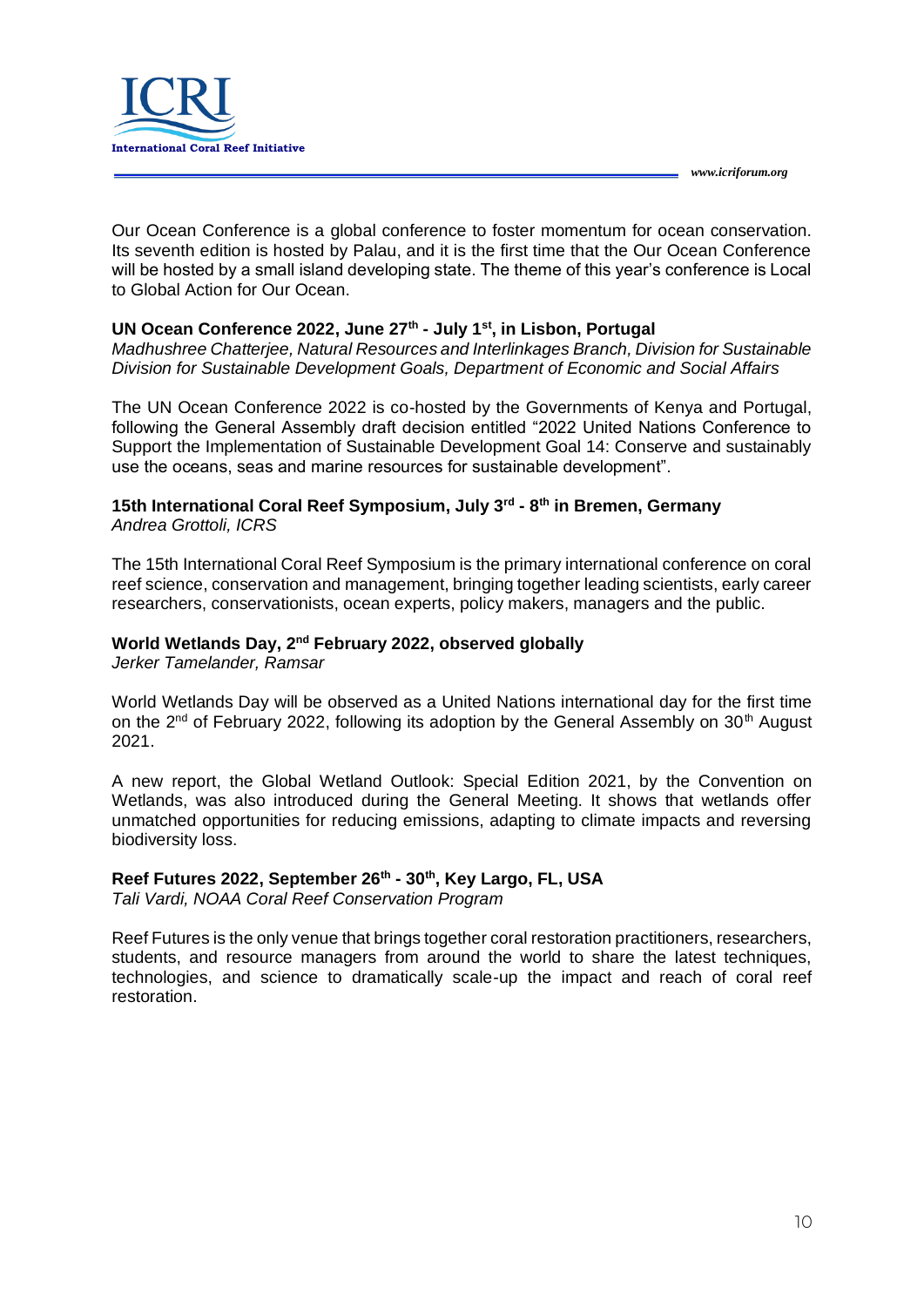Our Ocean Conference is a global conference to foster momentum for ocean conservation. Its seventh edition is hosted by Palau, and it is the first time that the Our Ocean Conference will be hosted by a small island developing state. The theme of this year's conference is Local to Global Action for Our Ocean.

**UN Ocean Conference 2022, June 27th - July 1st, in Lisbon, Portugal**
*Madhushree Chatterjee, Natural Resources and Interlinkages Branch, Division for Sustainable Division for Sustainable Development Goals, Department of Economic and Social Affairs*

The UN Ocean Conference 2022 is co-hosted by the Governments of Kenya and Portugal, following the General Assembly draft decision entitled "2022 United Nations Conference to Support the Implementation of Sustainable Development Goal 14: Conserve and sustainably use the oceans, seas and marine resources for sustainable development".

**15th International Coral Reef Symposium, July 3rd - 8th in Bremen, Germany**
*Andrea Grottoli, ICRS*

The 15th International Coral Reef Symposium is the primary international conference on coral reef science, conservation and management, bringing together leading scientists, early career researchers, conservationists, ocean experts, policy makers, managers and the public.

**World Wetlands Day, 2nd February 2022, observed globally**
*Jerker Tamelander, Ramsar*

World Wetlands Day will be observed as a United Nations international day for the first time on the 2nd of February 2022, following its adoption by the General Assembly on 30th August 2021.

A new report, the Global Wetland Outlook: Special Edition 2021, by the Convention on Wetlands, was also introduced during the General Meeting. It shows that wetlands offer unmatched opportunities for reducing emissions, adapting to climate impacts and reversing biodiversity loss.

**Reef Futures 2022, September 26th - 30th, Key Largo, FL, USA**
*Tali Vardi, NOAA Coral Reef Conservation Program*

Reef Futures is the only venue that brings together coral restoration practitioners, researchers, students, and resource managers from around the world to share the latest techniques, technologies, and science to dramatically scale-up the impact and reach of coral reef restoration.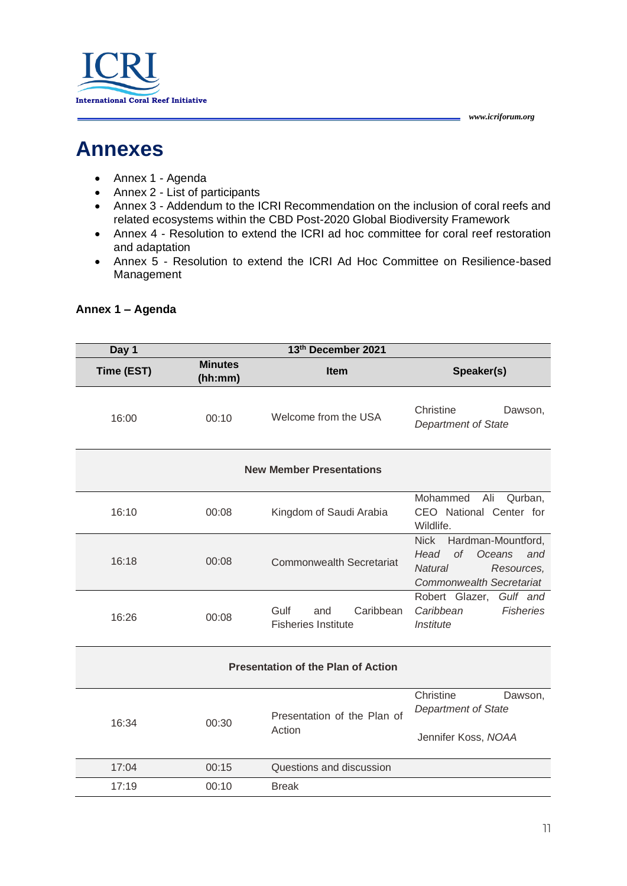# Annexes

- Annex 1 - Agenda
- Annex 2 - List of participants
- Annex 3 - Addendum to the ICRI Recommendation on the inclusion of coral reefs and related ecosystems within the CBD Post-2020 Global Biodiversity Framework
- Annex 4 - Resolution to extend the ICRI ad hoc committee for coral reef restoration and adaptation
- Annex 5 - Resolution to extend the ICRI Ad Hoc Committee on Resilience-based Management

**Annex 1 – Agenda**

| **Day 1** | | **13th December 2021** | |
|---|---|---|---|
| **Time (EST)** | **Minutes (hh:mm)** | **Item** | **Speaker(s)** |
| 16:00 | 00:10 | Welcome from the USA | Christine Dawson, *Department of State* |
| | | **New Member Presentations** | |
| 16:10 | 00:08 | Kingdom of Saudi Arabia | Mohammed Ali Qurban, CEO National Center for Wildlife. |
| 16:18 | 00:08 | Commonwealth Secretariat | Nick Hardman-Mountford, *Head of Oceans and Natural Resources, Commonwealth Secretariat* |
| 16:26 | 00:08 | Gulf and Caribbean Fisheries Institute | Robert Glazer, *Gulf and Caribbean Fisheries Institute* |
| | | **Presentation of the Plan of Action** | |
| 16:34 | 00:30 | Presentation of the Plan of Action | Christine Dawson, *Department of State*<br><br>Jennifer Koss, *NOAA* |
| 17:04 | 00:15 | Questions and discussion | |
| 17:19 | 00:10 | Break | |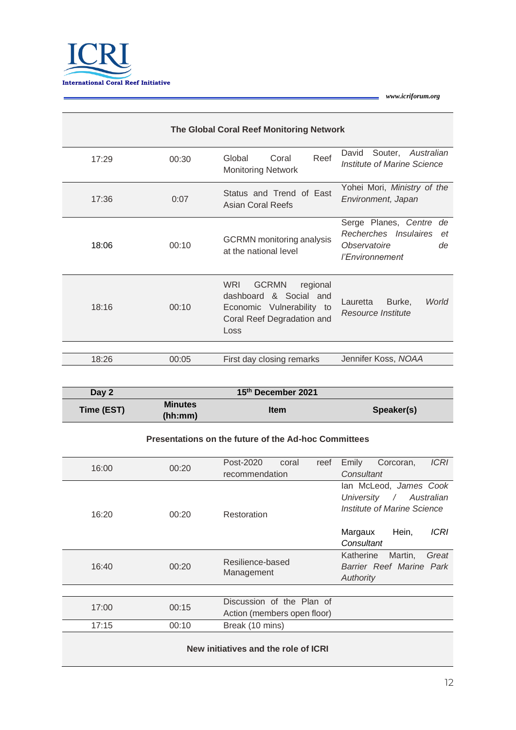| The Global Coral Reef Monitoring Network | | | |
|---|---|---|---|
| 17:29 | 00:30 | Global Coral Reef Monitoring Network | David Souter, *Australian Institute of Marine Science* |
| 17:36 | 0:07 | Status and Trend of East Asian Coral Reefs | Yohei Mori, *Ministry of the Environment, Japan* |
| 18:06 | 00:10 | GCRMN monitoring analysis at the national level | Serge Planes, *Centre de Recherches Insulaires et Observatoire de l'Environnement* |
| 18:16 | 00:10 | WRI GCRMN regional dashboard & Social and Economic Vulnerability to Coral Reef Degradation and Loss | Lauretta Burke, *World Resource Institute* |
| 18:26 | 00:05 | First day closing remarks | Jennifer Koss, *NOAA* |

| **Day 2** | | **15th December 2021** | |
|---|---|---|---|
| **Time (EST)** | **Minutes (hh:mm)** | **Item** | **Speaker(s)** |
| | | **Presentations on the future of the Ad-hoc Committees** | |
| 16:00 | 00:20 | Post-2020 coral reef recommendation | Emily Corcoran, *ICRI Consultant* |
| 16:20 | 00:20 | Restoration | Ian McLeod, *James Cook University / Australian Institute of Marine Science*<br><br>Margaux Hein, *ICRI Consultant* |
| 16:40 | 00:20 | Resilience-based Management | Katherine Martin, *Great Barrier Reef Marine Park Authority* |
| 17:00 | 00:15 | Discussion of the Plan of Action (members open floor) | |
| 17:15 | 00:10 | Break (10 mins) | |
| | | **New initiatives and the role of ICRI** | |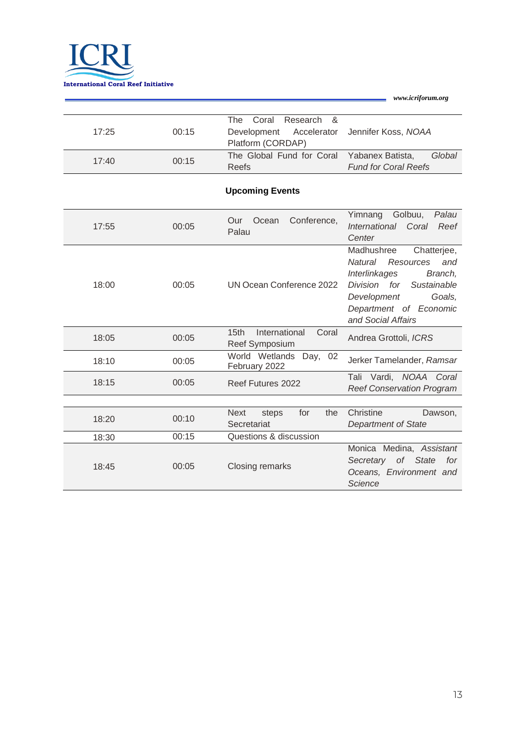| | | | |
|---|---|---|---|
| 17:25 | 00:15 | The Coral Research & Development Accelerator Platform (CORDAP) | Jennifer Koss, *NOAA* |
| 17:40 | 00:15 | The Global Fund for Coral Reefs | Yabanex Batista, *Global Fund for Coral Reefs* |

**Upcoming Events**

| | | | |
|---|---|---|---|
| 17:55 | 00:05 | Our Ocean Conference, Palau | Yimnang Golbuu, *Palau International Coral Reef Center* |
| 18:00 | 00:05 | UN Ocean Conference 2022 | Madhushree Chatterjee, *Natural Resources and Interlinkages Branch, Division for Sustainable Development Goals, Department of Economic and Social Affairs* |
| 18:05 | 00:05 | 15th International Coral Reef Symposium | Andrea Grottoli, *ICRS* |
| 18:10 | 00:05 | World Wetlands Day, 02 February 2022 | Jerker Tamelander, *Ramsar* |
| 18:15 | 00:05 | Reef Futures 2022 | Tali Vardi, *NOAA Coral Reef Conservation Program* |

| | | | |
|---|---|---|---|
| 18:20 | 00:10 | Next steps for the Secretariat | Christine Dawson, *Department of State* |
| 18:30 | 00:15 | Questions & discussion | |
| 18:45 | 00:05 | Closing remarks | Monica Medina, *Assistant Secretary of State for Oceans, Environment and Science* |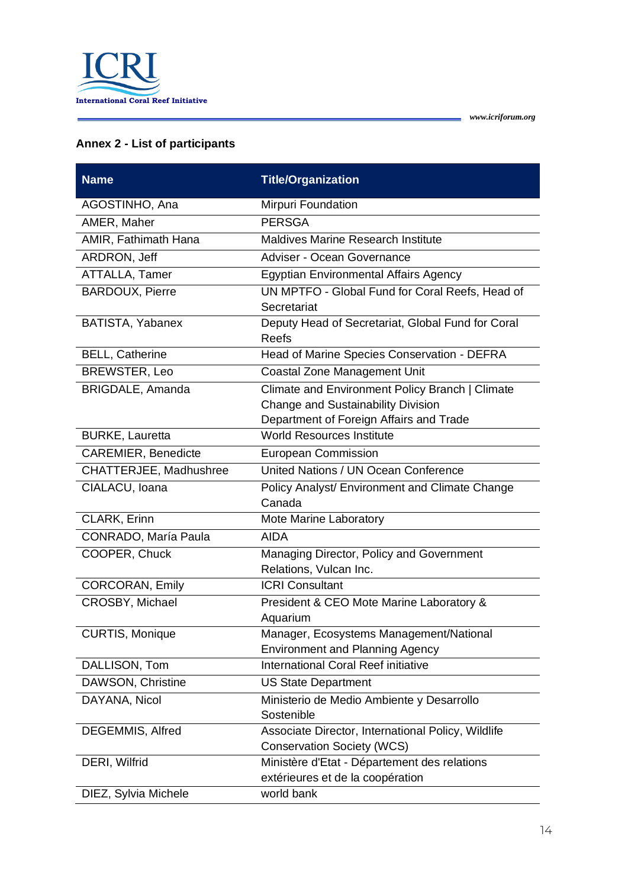## Annex 2 - List of participants

| Name | Title/Organization |
|---|---|
| AGOSTINHO, Ana | Mirpuri Foundation |
| AMER, Maher | PERSGA |
| AMIR, Fathimath Hana | Maldives Marine Research Institute |
| ARDRON, Jeff | Adviser - Ocean Governance |
| ATTALLA, Tamer | Egyptian Environmental Affairs Agency |
| BARDOUX, Pierre | UN MPTFO - Global Fund for Coral Reefs, Head of Secretariat |
| BATISTA, Yabanex | Deputy Head of Secretariat, Global Fund for Coral Reefs |
| BELL, Catherine | Head of Marine Species Conservation - DEFRA |
| BREWSTER, Leo | Coastal Zone Management Unit |
| BRIGDALE, Amanda | Climate and Environment Policy Branch \| Climate Change and Sustainability Division Department of Foreign Affairs and Trade |
| BURKE, Lauretta | World Resources Institute |
| CAREMIER, Benedicte | European Commission |
| CHATTERJEE, Madhushree | United Nations / UN Ocean Conference |
| CIALACU, Ioana | Policy Analyst/ Environment and Climate Change Canada |
| CLARK, Erinn | Mote Marine Laboratory |
| CONRADO, María Paula | AIDA |
| COOPER, Chuck | Managing Director, Policy and Government Relations, Vulcan Inc. |
| CORCORAN, Emily | ICRI Consultant |
| CROSBY, Michael | President & CEO Mote Marine Laboratory & Aquarium |
| CURTIS, Monique | Manager, Ecosystems Management/National Environment and Planning Agency |
| DALLISON, Tom | International Coral Reef initiative |
| DAWSON, Christine | US State Department |
| DAYANA, Nicol | Ministerio de Medio Ambiente y Desarrollo Sostenible |
| DEGEMMIS, Alfred | Associate Director, International Policy, Wildlife Conservation Society (WCS) |
| DERI, Wilfrid | Ministère d'Etat - Département des relations extérieures et de la coopération |
| DIEZ, Sylvia Michele | world bank |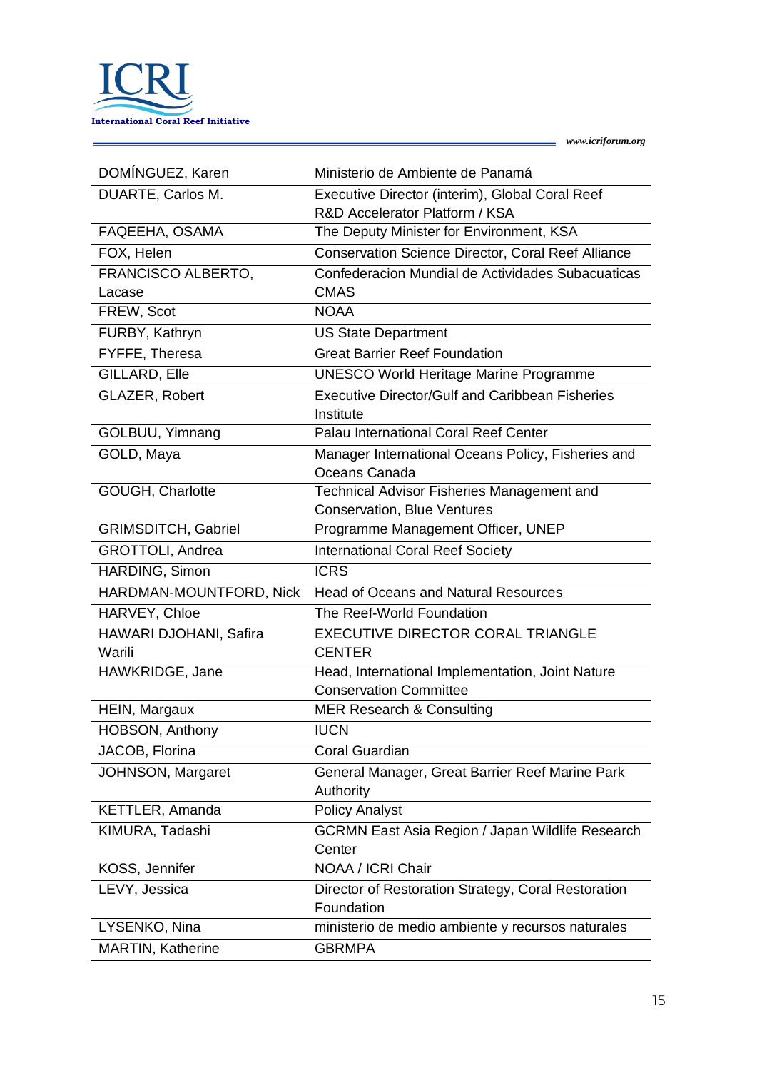| | |
|---|---|
| DOMÍNGUEZ, Karen | Ministerio de Ambiente de Panamá |
| DUARTE, Carlos M. | Executive Director (interim), Global Coral Reef R&D Accelerator Platform / KSA |
| FAQEEHA, OSAMA | The Deputy Minister for Environment, KSA |
| FOX, Helen | Conservation Science Director, Coral Reef Alliance |
| FRANCISCO ALBERTO, Lacase | Confederacion Mundial de Actividades Subacuaticas CMAS |
| FREW, Scot | NOAA |
| FURBY, Kathryn | US State Department |
| FYFFE, Theresa | Great Barrier Reef Foundation |
| GILLARD, Elle | UNESCO World Heritage Marine Programme |
| GLAZER, Robert | Executive Director/Gulf and Caribbean Fisheries Institute |
| GOLBUU, Yimnang | Palau International Coral Reef Center |
| GOLD, Maya | Manager International Oceans Policy, Fisheries and Oceans Canada |
| GOUGH, Charlotte | Technical Advisor Fisheries Management and Conservation, Blue Ventures |
| GRIMSDITCH, Gabriel | Programme Management Officer, UNEP |
| GROTTOLI, Andrea | International Coral Reef Society |
| HARDING, Simon | ICRS |
| HARDMAN-MOUNTFORD, Nick | Head of Oceans and Natural Resources |
| HARVEY, Chloe | The Reef-World Foundation |
| HAWARI DJOHANI, Safira Warili | EXECUTIVE DIRECTOR CORAL TRIANGLE CENTER |
| HAWKRIDGE, Jane | Head, International Implementation, Joint Nature Conservation Committee |
| HEIN, Margaux | MER Research & Consulting |
| HOBSON, Anthony | IUCN |
| JACOB, Florina | Coral Guardian |
| JOHNSON, Margaret | General Manager, Great Barrier Reef Marine Park Authority |
| KETTLER, Amanda | Policy Analyst |
| KIMURA, Tadashi | GCRMN East Asia Region / Japan Wildlife Research Center |
| KOSS, Jennifer | NOAA / ICRI Chair |
| LEVY, Jessica | Director of Restoration Strategy, Coral Restoration Foundation |
| LYSENKO, Nina | ministerio de medio ambiente y recursos naturales |
| MARTIN, Katherine | GBRMPA |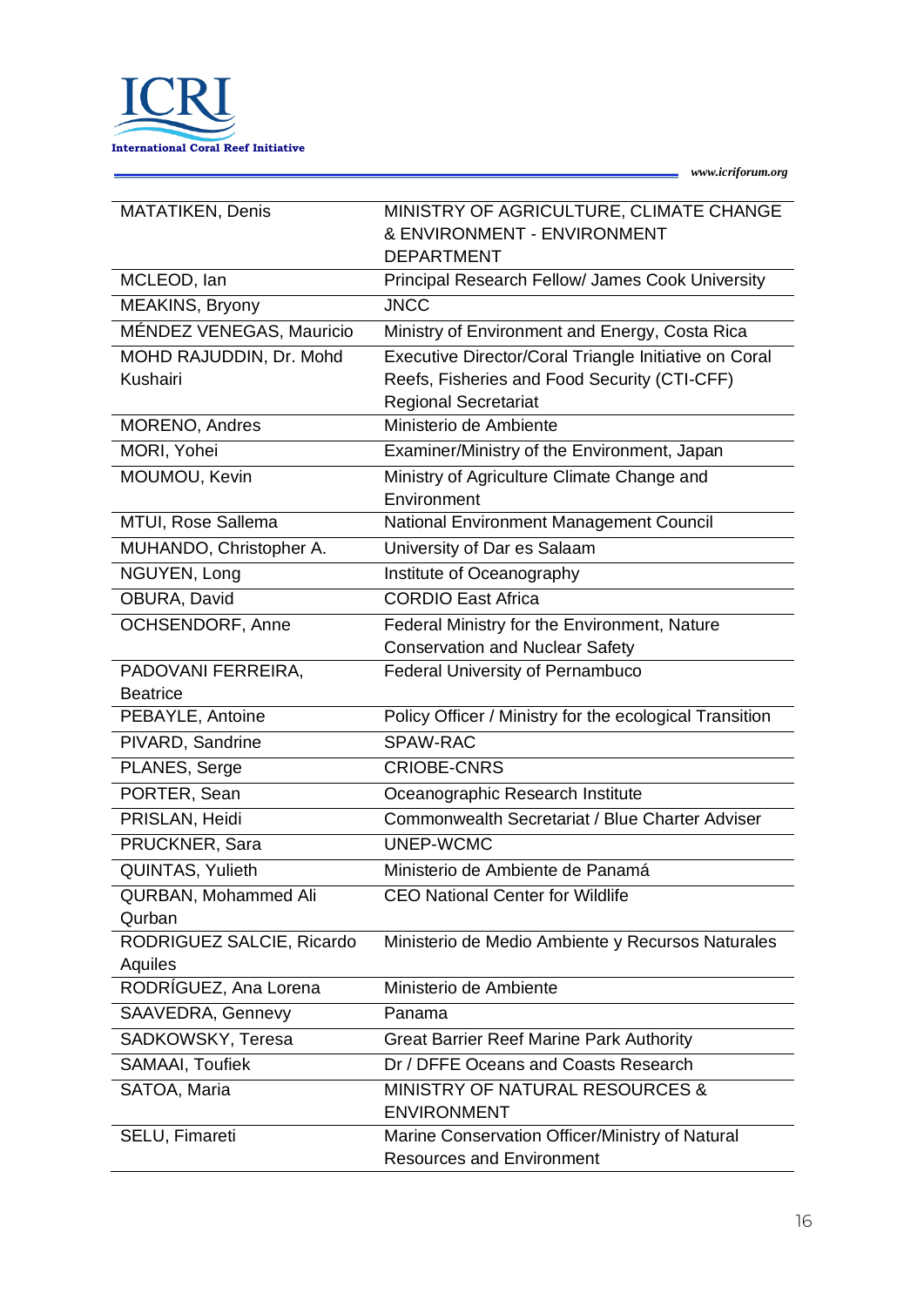| | |
|---|---|
| MATATIKEN, Denis | MINISTRY OF AGRICULTURE, CLIMATE CHANGE & ENVIRONMENT - ENVIRONMENT DEPARTMENT |
| MCLEOD, Ian | Principal Research Fellow/ James Cook University |
| MEAKINS, Bryony | JNCC |
| MÉNDEZ VENEGAS, Mauricio | Ministry of Environment and Energy, Costa Rica |
| MOHD RAJUDDIN, Dr. Mohd Kushairi | Executive Director/Coral Triangle Initiative on Coral Reefs, Fisheries and Food Security (CTI-CFF) Regional Secretariat |
| MORENO, Andres | Ministerio de Ambiente |
| MORI, Yohei | Examiner/Ministry of the Environment, Japan |
| MOUMOU, Kevin | Ministry of Agriculture Climate Change and Environment |
| MTUI, Rose Sallema | National Environment Management Council |
| MUHANDO, Christopher A. | University of Dar es Salaam |
| NGUYEN, Long | Institute of Oceanography |
| OBURA, David | CORDIO East Africa |
| OCHSENDORF, Anne | Federal Ministry for the Environment, Nature Conservation and Nuclear Safety |
| PADOVANI FERREIRA, Beatrice | Federal University of Pernambuco |
| PEBAYLE, Antoine | Policy Officer / Ministry for the ecological Transition |
| PIVARD, Sandrine | SPAW-RAC |
| PLANES, Serge | CRIOBE-CNRS |
| PORTER, Sean | Oceanographic Research Institute |
| PRISLAN, Heidi | Commonwealth Secretariat / Blue Charter Adviser |
| PRUCKNER, Sara | UNEP-WCMC |
| QUINTAS, Yulieth | Ministerio de Ambiente de Panamá |
| QURBAN, Mohammed Ali Qurban | CEO National Center for Wildlife |
| RODRIGUEZ SALCIE, Ricardo Aquiles | Ministerio de Medio Ambiente y Recursos Naturales |
| RODRÍGUEZ, Ana Lorena | Ministerio de Ambiente |
| SAAVEDRA, Gennevy | Panama |
| SADKOWSKY, Teresa | Great Barrier Reef Marine Park Authority |
| SAMAAI, Toufiek | Dr / DFFE Oceans and Coasts Research |
| SATOA, Maria | MINISTRY OF NATURAL RESOURCES & ENVIRONMENT |
| SELU, Fimareti | Marine Conservation Officer/Ministry of Natural Resources and Environment |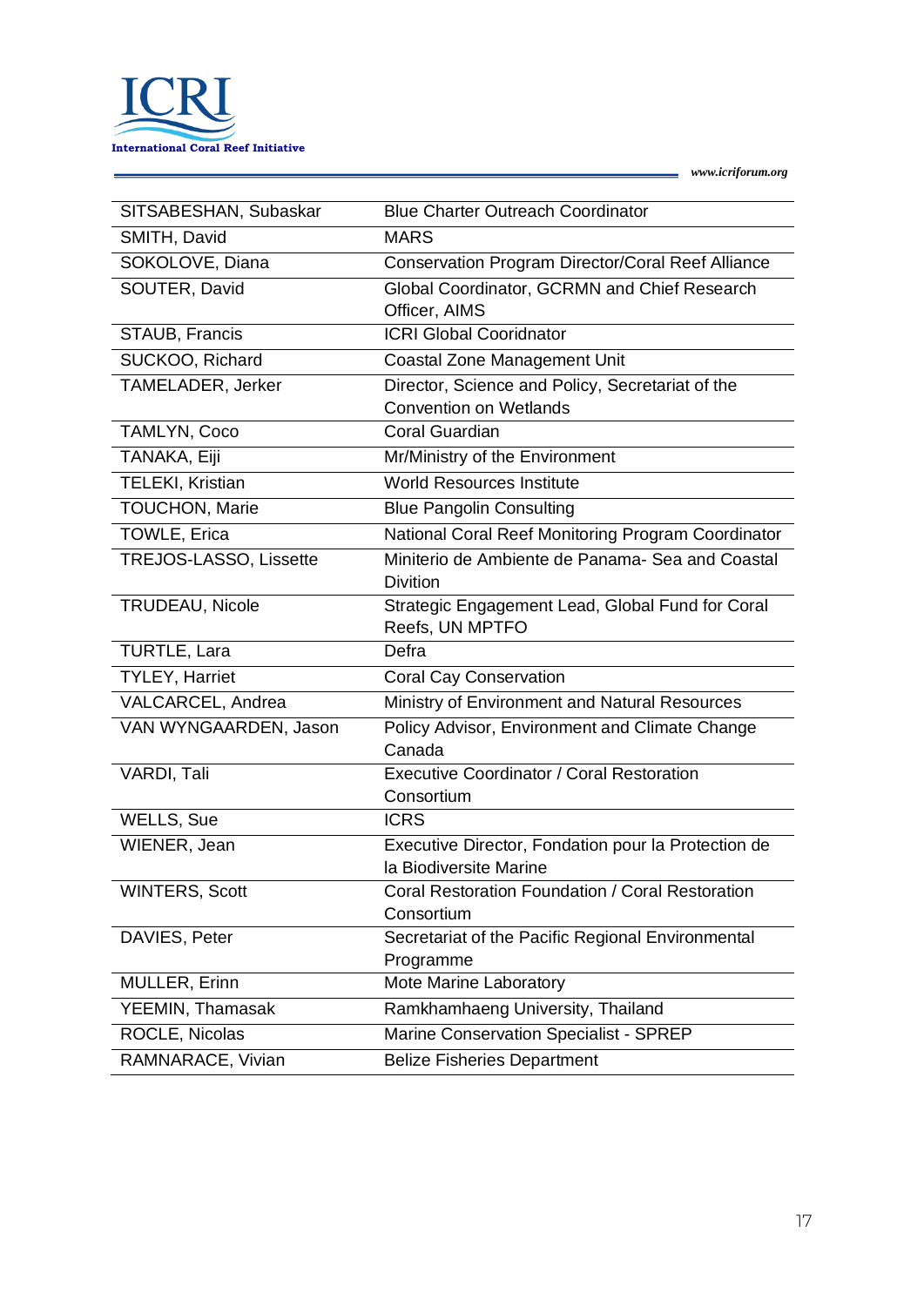| SITSABESHAN, Subaskar | Blue Charter Outreach Coordinator |
|---|---|
| SMITH, David | MARS |
| SOKOLOVE, Diana | Conservation Program Director/Coral Reef Alliance |
| SOUTER, David | Global Coordinator, GCRMN and Chief Research Officer, AIMS |
| STAUB, Francis | ICRI Global Cooridnator |
| SUCKOO, Richard | Coastal Zone Management Unit |
| TAMELADER, Jerker | Director, Science and Policy, Secretariat of the Convention on Wetlands |
| TAMLYN, Coco | Coral Guardian |
| TANAKA, Eiji | Mr/Ministry of the Environment |
| TELEKI, Kristian | World Resources Institute |
| TOUCHON, Marie | Blue Pangolin Consulting |
| TOWLE, Erica | National Coral Reef Monitoring Program Coordinator |
| TREJOS-LASSO, Lissette | Miniterio de Ambiente de Panama- Sea and Coastal Divition |
| TRUDEAU, Nicole | Strategic Engagement Lead, Global Fund for Coral Reefs, UN MPTFO |
| TURTLE, Lara | Defra |
| TYLEY, Harriet | Coral Cay Conservation |
| VALCARCEL, Andrea | Ministry of Environment and Natural Resources |
| VAN WYNGAARDEN, Jason | Policy Advisor, Environment and Climate Change Canada |
| VARDI, Tali | Executive Coordinator / Coral Restoration Consortium |
| WELLS, Sue | ICRS |
| WIENER, Jean | Executive Director, Fondation pour la Protection de la Biodiversite Marine |
| WINTERS, Scott | Coral Restoration Foundation / Coral Restoration Consortium |
| DAVIES, Peter | Secretariat of the Pacific Regional Environmental Programme |
| MULLER, Erinn | Mote Marine Laboratory |
| YEEMIN, Thamasak | Ramkhamhaeng University, Thailand |
| ROCLE, Nicolas | Marine Conservation Specialist - SPREP |
| RAMNARACE, Vivian | Belize Fisheries Department |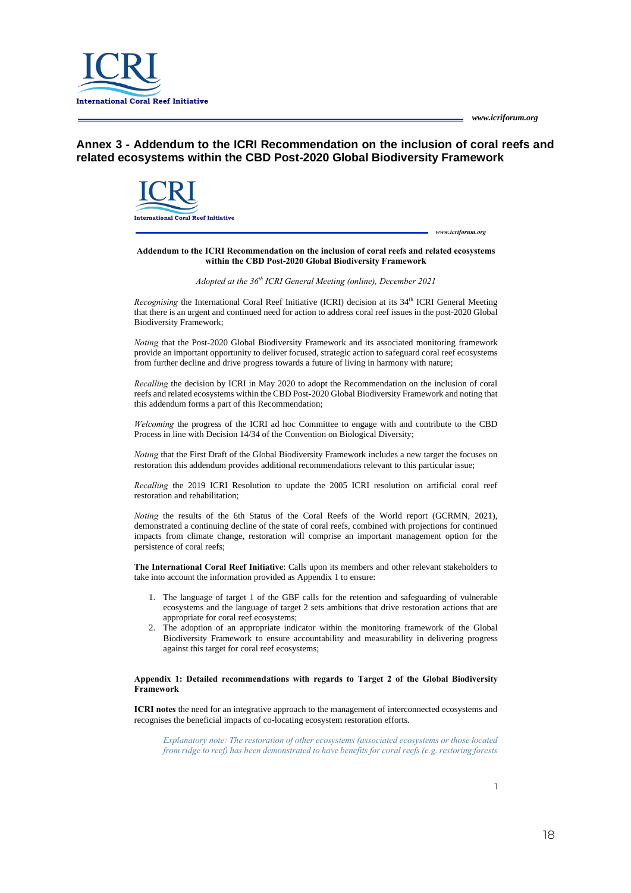# Annex 3 - Addendum to the ICRI Recommendation on the inclusion of coral reefs and related ecosystems within the CBD Post-2020 Global Biodiversity Framework

**Addendum to the ICRI Recommendation on the inclusion of coral reefs and related ecosystems within the CBD Post-2020 Global Biodiversity Framework**

*Adopted at the 36th ICRI General Meeting (online), December 2021*

*Recognising* the International Coral Reef Initiative (ICRI) decision at its 34th ICRI General Meeting that there is an urgent and continued need for action to address coral reef issues in the post-2020 Global Biodiversity Framework;

*Noting* that the Post-2020 Global Biodiversity Framework and its associated monitoring framework provide an important opportunity to deliver focused, strategic action to safeguard coral reef ecosystems from further decline and drive progress towards a future of living in harmony with nature;

*Recalling* the decision by ICRI in May 2020 to adopt the Recommendation on the inclusion of coral reefs and related ecosystems within the CBD Post-2020 Global Biodiversity Framework and noting that this addendum forms a part of this Recommendation;

*Welcoming* the progress of the ICRI ad hoc Committee to engage with and contribute to the CBD Process in line with Decision 14/34 of the Convention on Biological Diversity;

*Noting* that the First Draft of the Global Biodiversity Framework includes a new target the focuses on restoration this addendum provides additional recommendations relevant to this particular issue;

*Recalling* the 2019 ICRI Resolution to update the 2005 ICRI resolution on artificial coral reef restoration and rehabilitation;

*Noting* the results of the 6th Status of the Coral Reefs of the World report (GCRMN, 2021), demonstrated a continuing decline of the state of coral reefs, combined with projections for continued impacts from climate change, restoration will comprise an important management option for the persistence of coral reefs;

**The International Coral Reef Initiative**: Calls upon its members and other relevant stakeholders to take into account the information provided as Appendix 1 to ensure:

1. The language of target 1 of the GBF calls for the retention and safeguarding of vulnerable ecosystems and the language of target 2 sets ambitions that drive restoration actions that are appropriate for coral reef ecosystems;
2. The adoption of an appropriate indicator within the monitoring framework of the Global Biodiversity Framework to ensure accountability and measurability in delivering progress against this target for coral reef ecosystems;

**Appendix 1: Detailed recommendations with regards to Target 2 of the Global Biodiversity Framework**

**ICRI notes** the need for an integrative approach to the management of interconnected ecosystems and recognises the beneficial impacts of co-locating ecosystem restoration efforts.

> *Explanatory note: The restoration of other ecosystems (associated ecosystems or those located from ridge to reef) has been demonstrated to have benefits for coral reefs (e.g. restoring forests*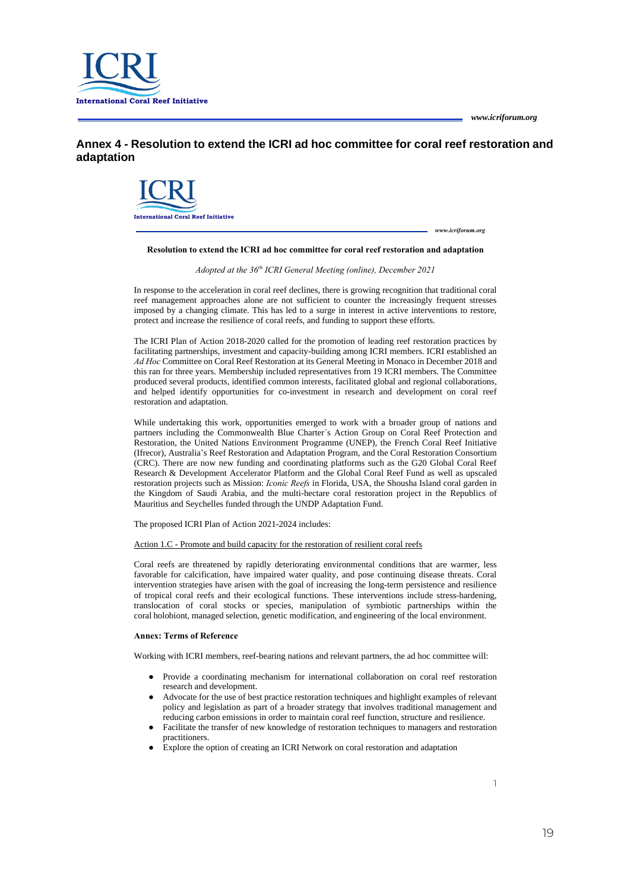## Annex 4 - Resolution to extend the ICRI ad hoc committee for coral reef restoration and adaptation

**Resolution to extend the ICRI ad hoc committee for coral reef restoration and adaptation**

*Adopted at the 36th ICRI General Meeting (online), December 2021*

In response to the acceleration in coral reef declines, there is growing recognition that traditional coral reef management approaches alone are not sufficient to counter the increasingly frequent stresses imposed by a changing climate. This has led to a surge in interest in active interventions to restore, protect and increase the resilience of coral reefs, and funding to support these efforts.

The ICRI Plan of Action 2018-2020 called for the promotion of leading reef restoration practices by facilitating partnerships, investment and capacity-building among ICRI members. ICRI established an *Ad Hoc* Committee on Coral Reef Restoration at its General Meeting in Monaco in December 2018 and this ran for three years. Membership included representatives from 19 ICRI members. The Committee produced several products, identified common interests, facilitated global and regional collaborations, and helped identify opportunities for co-investment in research and development on coral reef restoration and adaptation.

While undertaking this work, opportunities emerged to work with a broader group of nations and partners including the Commonwealth Blue Charter´s Action Group on Coral Reef Protection and Restoration, the United Nations Environment Programme (UNEP), the French Coral Reef Initiative (Ifrecor), Australia's Reef Restoration and Adaptation Program, and the Coral Restoration Consortium (CRC). There are now new funding and coordinating platforms such as the G20 Global Coral Reef Research & Development Accelerator Platform and the Global Coral Reef Fund as well as upscaled restoration projects such as Mission: *Iconic Reefs* in Florida, USA, the Shousha Island coral garden in the Kingdom of Saudi Arabia, and the multi-hectare coral restoration project in the Republics of Mauritius and Seychelles funded through the UNDP Adaptation Fund.

The proposed ICRI Plan of Action 2021-2024 includes:

Action 1.C - Promote and build capacity for the restoration of resilient coral reefs

Coral reefs are threatened by rapidly deteriorating environmental conditions that are warmer, less favorable for calcification, have impaired water quality, and pose continuing disease threats. Coral intervention strategies have arisen with the goal of increasing the long-term persistence and resilience of tropical coral reefs and their ecological functions. These interventions include stress-hardening, translocation of coral stocks or species, manipulation of symbiotic partnerships within the coral holobiont, managed selection, genetic modification, and engineering of the local environment.

**Annex: Terms of Reference**

Working with ICRI members, reef-bearing nations and relevant partners, the ad hoc committee will:

- Provide a coordinating mechanism for international collaboration on coral reef restoration research and development.
- Advocate for the use of best practice restoration techniques and highlight examples of relevant policy and legislation as part of a broader strategy that involves traditional management and reducing carbon emissions in order to maintain coral reef function, structure and resilience.
- Facilitate the transfer of new knowledge of restoration techniques to managers and restoration practitioners.
- Explore the option of creating an ICRI Network on coral restoration and adaptation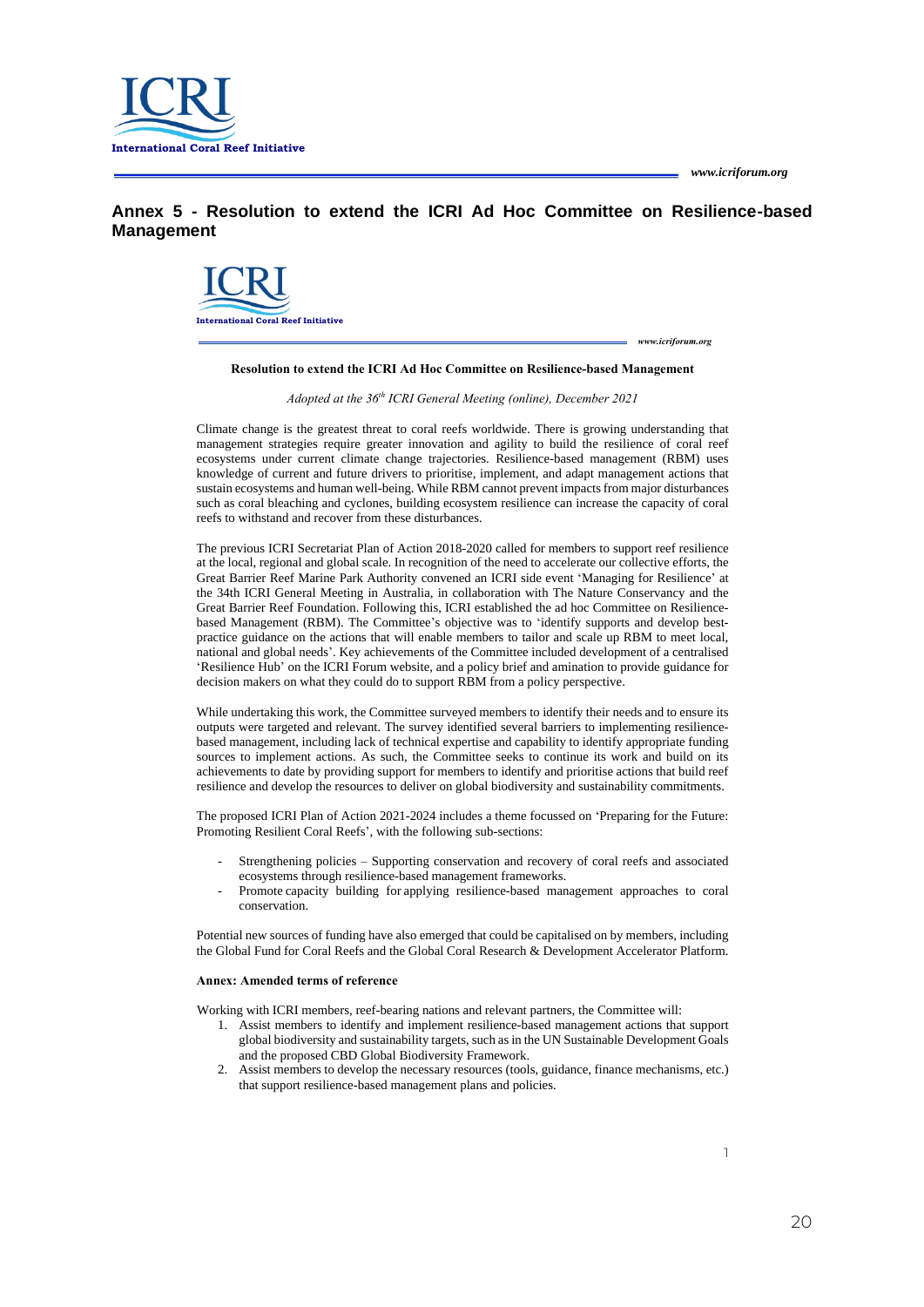## Annex 5 - Resolution to extend the ICRI Ad Hoc Committee on Resilience-based Management

**Resolution to extend the ICRI Ad Hoc Committee on Resilience-based Management**

*Adopted at the 36th ICRI General Meeting (online), December 2021*

Climate change is the greatest threat to coral reefs worldwide. There is growing understanding that management strategies require greater innovation and agility to build the resilience of coral reef ecosystems under current climate change trajectories. Resilience-based management (RBM) uses knowledge of current and future drivers to prioritise, implement, and adapt management actions that sustain ecosystems and human well-being. While RBM cannot prevent impacts from major disturbances such as coral bleaching and cyclones, building ecosystem resilience can increase the capacity of coral reefs to withstand and recover from these disturbances.

The previous ICRI Secretariat Plan of Action 2018-2020 called for members to support reef resilience at the local, regional and global scale. In recognition of the need to accelerate our collective efforts, the Great Barrier Reef Marine Park Authority convened an ICRI side event 'Managing for Resilience' at the 34th ICRI General Meeting in Australia, in collaboration with The Nature Conservancy and the Great Barrier Reef Foundation. Following this, ICRI established the ad hoc Committee on Resilience-based Management (RBM). The Committee's objective was to 'identify supports and develop best-practice guidance on the actions that will enable members to tailor and scale up RBM to meet local, national and global needs'. Key achievements of the Committee included development of a centralised 'Resilience Hub' on the ICRI Forum website, and a policy brief and amination to provide guidance for decision makers on what they could do to support RBM from a policy perspective.

While undertaking this work, the Committee surveyed members to identify their needs and to ensure its outputs were targeted and relevant. The survey identified several barriers to implementing resilience-based management, including lack of technical expertise and capability to identify appropriate funding sources to implement actions. As such, the Committee seeks to continue its work and build on its achievements to date by providing support for members to identify and prioritise actions that build reef resilience and develop the resources to deliver on global biodiversity and sustainability commitments.

The proposed ICRI Plan of Action 2021-2024 includes a theme focussed on 'Preparing for the Future: Promoting Resilient Coral Reefs', with the following sub-sections:

- Strengthening policies – Supporting conservation and recovery of coral reefs and associated ecosystems through resilience-based management frameworks.
- Promote capacity building for applying resilience-based management approaches to coral conservation.

Potential new sources of funding have also emerged that could be capitalised on by members, including the Global Fund for Coral Reefs and the Global Coral Research & Development Accelerator Platform.

**Annex: Amended terms of reference**

Working with ICRI members, reef-bearing nations and relevant partners, the Committee will:

1. Assist members to identify and implement resilience-based management actions that support global biodiversity and sustainability targets, such as in the UN Sustainable Development Goals and the proposed CBD Global Biodiversity Framework.
2. Assist members to develop the necessary resources (tools, guidance, finance mechanisms, etc.) that support resilience-based management plans and policies.